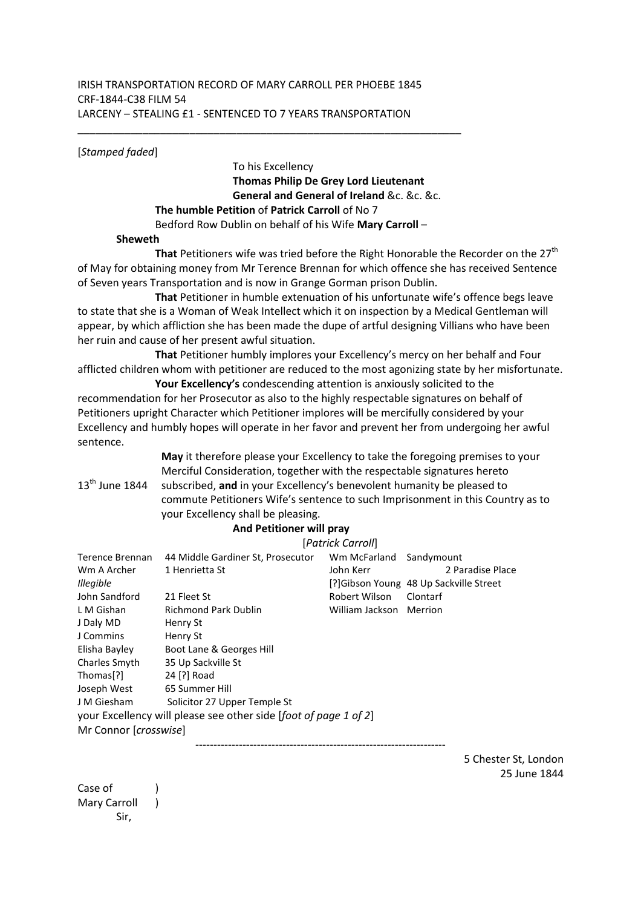IRISH TRANSPORTATION RECORD OF MARY CARROLL PER PHOEBE 1845
CRF-1844-C38 FILM 54
LARCENY – STEALING £1 - SENTENCED TO 7 YEARS TRANSPORTATION

---

[*Stamped faded*]

To his Excellency
**Thomas Philip De Grey Lord Lieutenant General and General of Ireland** &c. &c. &c.

**The humble Petition** of **Patrick Carroll** of No 7 Bedford Row Dublin on behalf of his Wife **Mary Carroll** –

**Sheweth**

**That** Petitioners wife was tried before the Right Honorable the Recorder on the 27th of May for obtaining money from Mr Terence Brennan for which offence she has received Sentence of Seven years Transportation and is now in Grange Gorman prison Dublin.

**That** Petitioner in humble extenuation of his unfortunate wife's offence begs leave to state that she is a Woman of Weak Intellect which it on inspection by a Medical Gentleman will appear, by which affliction she has been made the dupe of artful designing Villians who have been her ruin and cause of her present awful situation.

**That** Petitioner humbly implores your Excellency's mercy on her behalf and Four afflicted children whom with petitioner are reduced to the most agonizing state by her misfortunate.

**Your Excellency's** condescending attention is anxiously solicited to the recommendation for her Prosecutor as also to the highly respectable signatures on behalf of Petitioners upright Character which Petitioner implores will be mercifully considered by your Excellency and humbly hopes will operate in her favor and prevent her from undergoing her awful sentence.

13th June 1844

**May** it therefore please your Excellency to take the foregoing premises to your Merciful Consideration, together with the respectable signatures hereto subscribed, **and** in your Excellency's benevolent humanity be pleased to commute Petitioners Wife's sentence to such Imprisonment in this Country as to your Excellency shall be pleasing.

**And Petitioner will pray**

[*Patrick Carroll*]

| | | | |
|---|---|---|---|
| Terence Brennan | 44 Middle Gardiner St, Prosecutor | Wm McFarland | Sandymount |
| Wm A Archer | 1 Henrietta St | John Kerr | 2 Paradise Place |
| *Illegible* | | [?]Gibson Young | 48 Up Sackville Street |
| John Sandford | 21 Fleet St | Robert Wilson | Clontarf |
| L M Gishan | Richmond Park Dublin | William Jackson | Merrion |
| J Daly MD | Henry St | | |
| J Commins | Henry St | | |
| Elisha Bayley | Boot Lane & Georges Hill | | |
| Charles Smyth | 35 Up Sackville St | | |
| Thomas[?] | 24 [?] Road | | |
| Joseph West | 65 Summer Hill | | |
| J M Giesham | Solicitor 27 Upper Temple St | | |

your Excellency will please see other side [*foot of page 1 of 2*]

Mr Connor [*crosswise*]

---

5 Chester St, London
25 June 1844

Case of )
Mary Carroll )

Sir,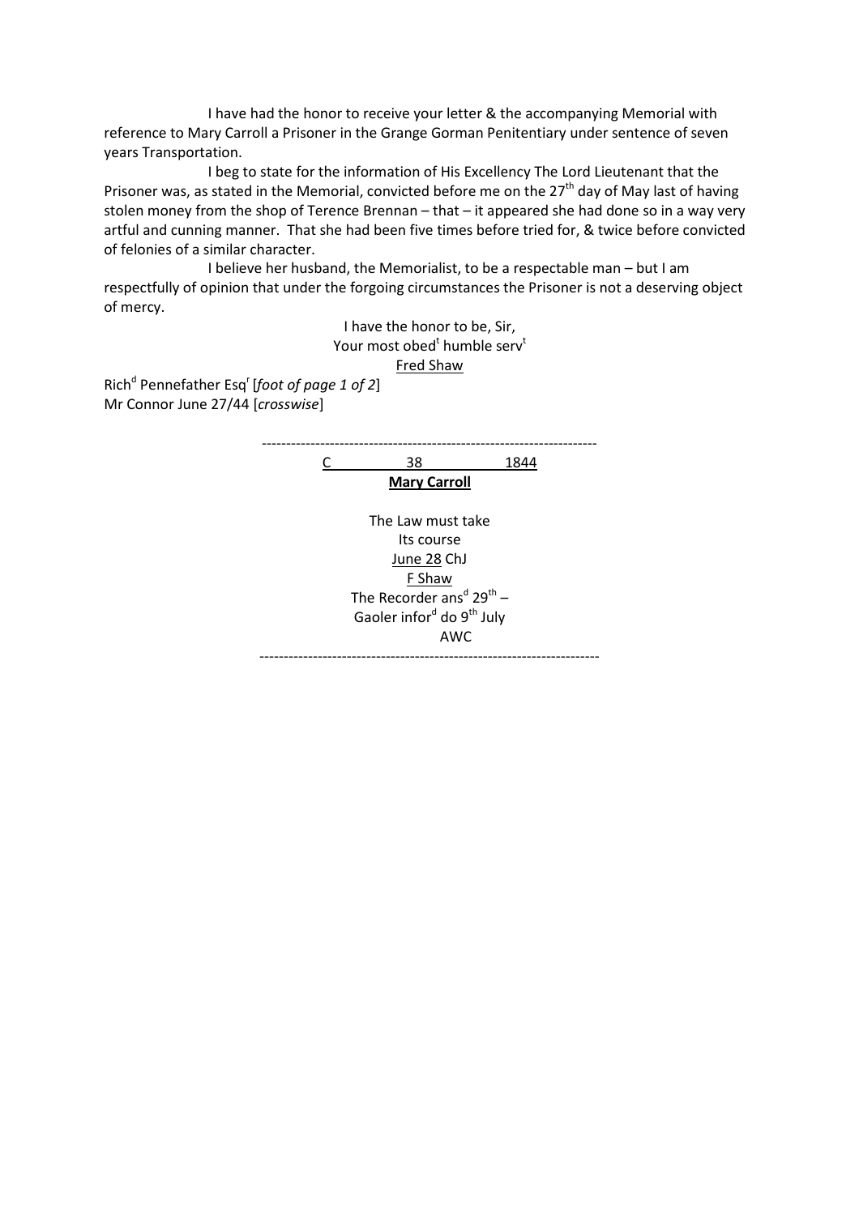I have had the honor to receive your letter & the accompanying Memorial with reference to Mary Carroll a Prisoner in the Grange Gorman Penitentiary under sentence of seven years Transportation.

I beg to state for the information of His Excellency The Lord Lieutenant that the Prisoner was, as stated in the Memorial, convicted before me on the 27th day of May last of having stolen money from the shop of Terence Brennan – that – it appeared she had done so in a way very artful and cunning manner. That she had been five times before tried for, & twice before convicted of felonies of a similar character.

I believe her husband, the Memorialist, to be a respectable man – but I am respectfully of opinion that under the forgoing circumstances the Prisoner is not a deserving object of mercy.

I have the honor to be, Sir,
Your most obedt humble servt
Fred Shaw

Richd Pennefather Esqr [*foot of page 1 of 2*]
Mr Connor June 27/44 [*crosswise*]

---

C 38 1844
**Mary Carroll**

The Law must take
Its course
June 28 ChJ
F Shaw
The Recorder ansd 29th –
Gaoler infor d do 9th July
AWC

---